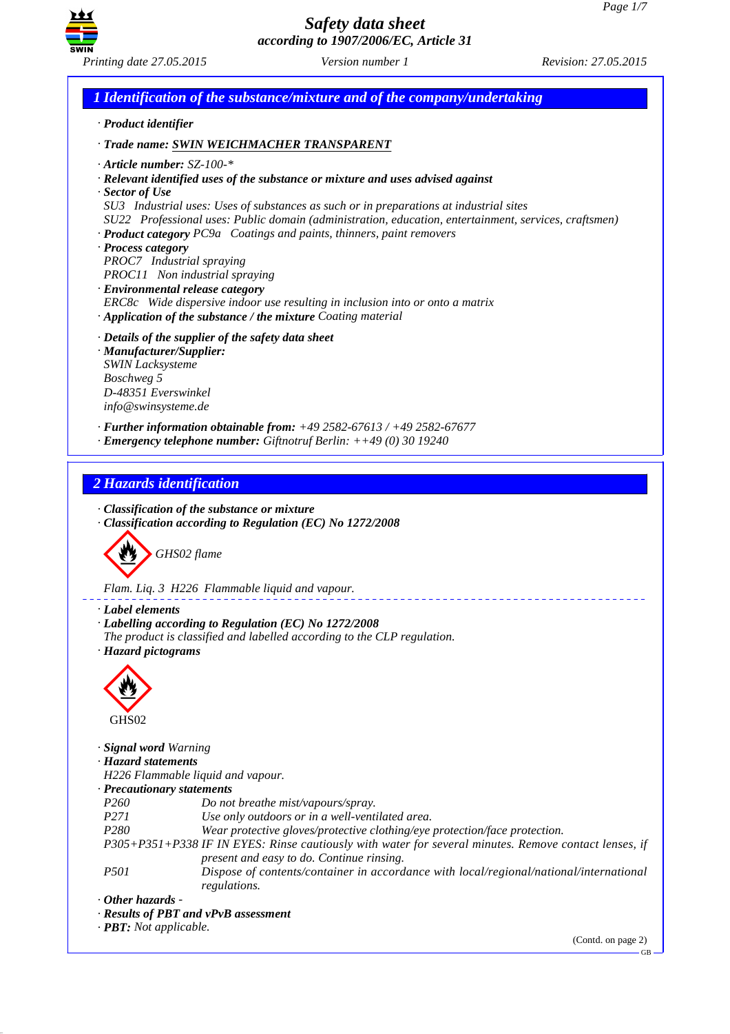# Safety data sheet
## according to 1907/2006/EC, Article 31

Printing date 27.05.2015 | Version number 1 | Revision: 27.05.2015

## 1 Identification of the substance/mixture and of the company/undertaking

· **Product identifier**

· **Trade name:** **SWIN WEICHMACHER TRANSPARENT**

· **Article number:** SZ-100-*

· **Relevant identified uses of the substance or mixture and uses advised against**

· **Sector of Use**

SU3 Industrial uses: Uses of substances as such or in preparations at industrial sites

SU22 Professional uses: Public domain (administration, education, entertainment, services, craftsmen)

· **Product category** PC9a Coatings and paints, thinners, paint removers

· **Process category**

PROC7 Industrial spraying

PROC11 Non industrial spraying

· **Environmental release category**

ERC8c Wide dispersive indoor use resulting in inclusion into or onto a matrix

· **Application of the substance / the mixture** Coating material

· **Details of the supplier of the safety data sheet**

· **Manufacturer/Supplier:**

SWIN Lacksysteme
Boschweg 5
D-48351 Everswinkel
info@swinsysteme.de

· **Further information obtainable from:** +49 2582-67613 / +49 2582-67677

· **Emergency telephone number:** Giftnotruf Berlin: ++49 (0) 30 19240

## 2 Hazards identification

· **Classification of the substance or mixture**

· **Classification according to Regulation (EC) No 1272/2008**

GHS02 flame

Flam. Liq. 3 H226 Flammable liquid and vapour.

· **Label elements**

· **Labelling according to Regulation (EC) No 1272/2008**

The product is classified and labelled according to the CLP regulation.

· **Hazard pictograms**

GHS02

· **Signal word** Warning

· **Hazard statements**

H226 Flammable liquid and vapour.

· **Precautionary statements**

| | |
|---|---|
| P260 | Do not breathe mist/vapours/spray. |
| P271 | Use only outdoors or in a well-ventilated area. |
| P280 | Wear protective gloves/protective clothing/eye protection/face protection. |
| P305+P351+P338 | IF IN EYES: Rinse cautiously with water for several minutes. Remove contact lenses, if present and easy to do. Continue rinsing. |
| P501 | Dispose of contents/container in accordance with local/regional/national/international regulations. |

· **Other hazards** -

· **Results of PBT and vPvB assessment**

· **PBT:** Not applicable.

(Contd. on page 2)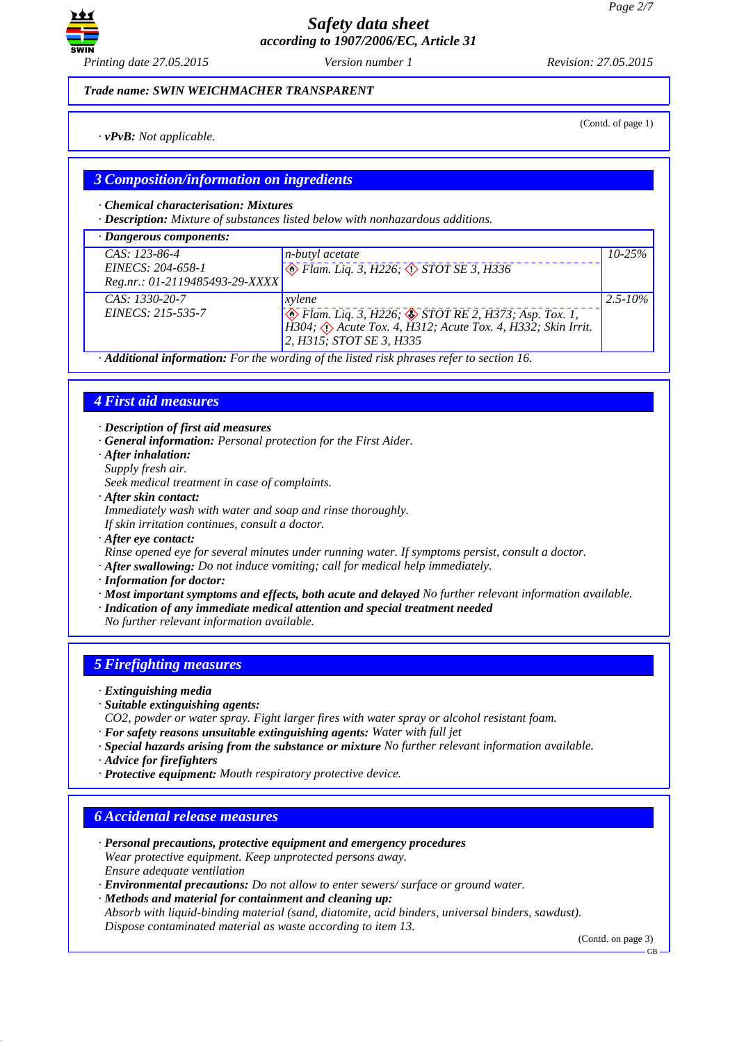*Trade name: SWIN WEICHMACHER TRANSPARENT*

(Contd. of page 1)

· **vPvB:** Not applicable.

## 3 Composition/information on ingredients

· **Chemical characterisation: Mixtures**
· **Description:** Mixture of substances listed below with nonhazardous additions.

· **Dangerous components:**

| | | |
|---|---|---|
| CAS: 123-86-4<br>EINECS: 204-658-1<br>Reg.nr.: 01-2119485493-29-XXXX | n-butyl acetate<br>Flam. Liq. 3, H226; STOT SE 3, H336 | 10-25% |
| CAS: 1330-20-7<br>EINECS: 215-535-7 | xylene<br>Flam. Liq. 3, H226; STOT RE 2, H373; Asp. Tox. 1, H304; Acute Tox. 4, H312; Acute Tox. 4, H332; Skin Irrit. 2, H315; STOT SE 3, H335 | 2.5-10% |

· **Additional information:** For the wording of the listed risk phrases refer to section 16.

## 4 First aid measures

· **Description of first aid measures**
· **General information:** Personal protection for the First Aider.
· **After inhalation:**
Supply fresh air.
Seek medical treatment in case of complaints.
· **After skin contact:**
Immediately wash with water and soap and rinse thoroughly.
If skin irritation continues, consult a doctor.
· **After eye contact:**
Rinse opened eye for several minutes under running water. If symptoms persist, consult a doctor.
· **After swallowing:** Do not induce vomiting; call for medical help immediately.
· **Information for doctor:**
· **Most important symptoms and effects, both acute and delayed** No further relevant information available.
· **Indication of any immediate medical attention and special treatment needed**
No further relevant information available.

## 5 Firefighting measures

· **Extinguishing media**
· **Suitable extinguishing agents:**
CO2, powder or water spray. Fight larger fires with water spray or alcohol resistant foam.
· **For safety reasons unsuitable extinguishing agents:** Water with full jet
· **Special hazards arising from the substance or mixture** No further relevant information available.
· **Advice for firefighters**
· **Protective equipment:** Mouth respiratory protective device.

## 6 Accidental release measures

· **Personal precautions, protective equipment and emergency procedures**
Wear protective equipment. Keep unprotected persons away.
Ensure adequate ventilation
· **Environmental precautions:** Do not allow to enter sewers/ surface or ground water.
· **Methods and material for containment and cleaning up:**
Absorb with liquid-binding material (sand, diatomite, acid binders, universal binders, sawdust).
Dispose contaminated material as waste according to item 13.

(Contd. on page 3)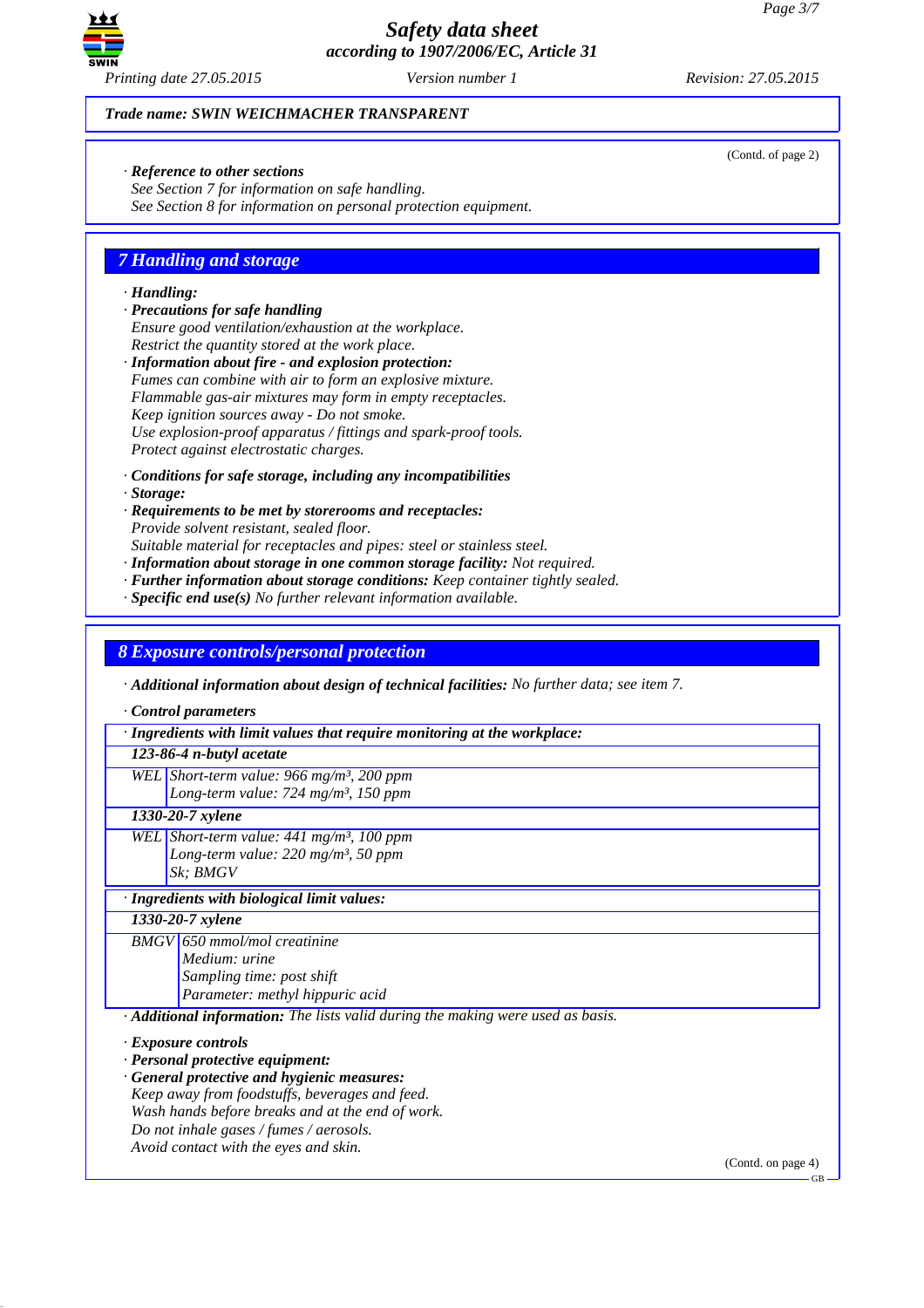**Trade name: SWIN WEICHMACHER TRANSPARENT**

(Contd. of page 2)

· **Reference to other sections**
See Section 7 for information on safe handling.
See Section 8 for information on personal protection equipment.

## 7 Handling and storage

· **Handling:**
· **Precautions for safe handling**
Ensure good ventilation/exhaustion at the workplace.
Restrict the quantity stored at the work place.
· **Information about fire - and explosion protection:**
Fumes can combine with air to form an explosive mixture.
Flammable gas-air mixtures may form in empty receptacles.
Keep ignition sources away - Do not smoke.
Use explosion-proof apparatus / fittings and spark-proof tools.
Protect against electrostatic charges.

· **Conditions for safe storage, including any incompatibilities**
· **Storage:**
· **Requirements to be met by storerooms and receptacles:**
Provide solvent resistant, sealed floor.
Suitable material for receptacles and pipes: steel or stainless steel.
· **Information about storage in one common storage facility:** Not required.
· **Further information about storage conditions:** Keep container tightly sealed.
· **Specific end use(s)** No further relevant information available.

## 8 Exposure controls/personal protection

· **Additional information about design of technical facilities:** No further data; see item 7.

· **Control parameters**

| · Ingredients with limit values that require monitoring at the workplace: | |
|---|---|
| **123-86-4 n-butyl acetate** | |
| WEL | Short-term value: 966 mg/m³, 200 ppm<br>Long-term value: 724 mg/m³, 150 ppm |
| **1330-20-7 xylene** | |
| WEL | Short-term value: 441 mg/m³, 100 ppm<br>Long-term value: 220 mg/m³, 50 ppm<br>Sk; BMGV |

| · Ingredients with biological limit values: | |
|---|---|
| **1330-20-7 xylene** | |
| BMGV | 650 mmol/mol creatinine<br>Medium: urine<br>Sampling time: post shift<br>Parameter: methyl hippuric acid |

· **Additional information:** The lists valid during the making were used as basis.

· **Exposure controls**
· **Personal protective equipment:**
· **General protective and hygienic measures:**
Keep away from foodstuffs, beverages and feed.
Wash hands before breaks and at the end of work.
Do not inhale gases / fumes / aerosols.
Avoid contact with the eyes and skin.

(Contd. on page 4)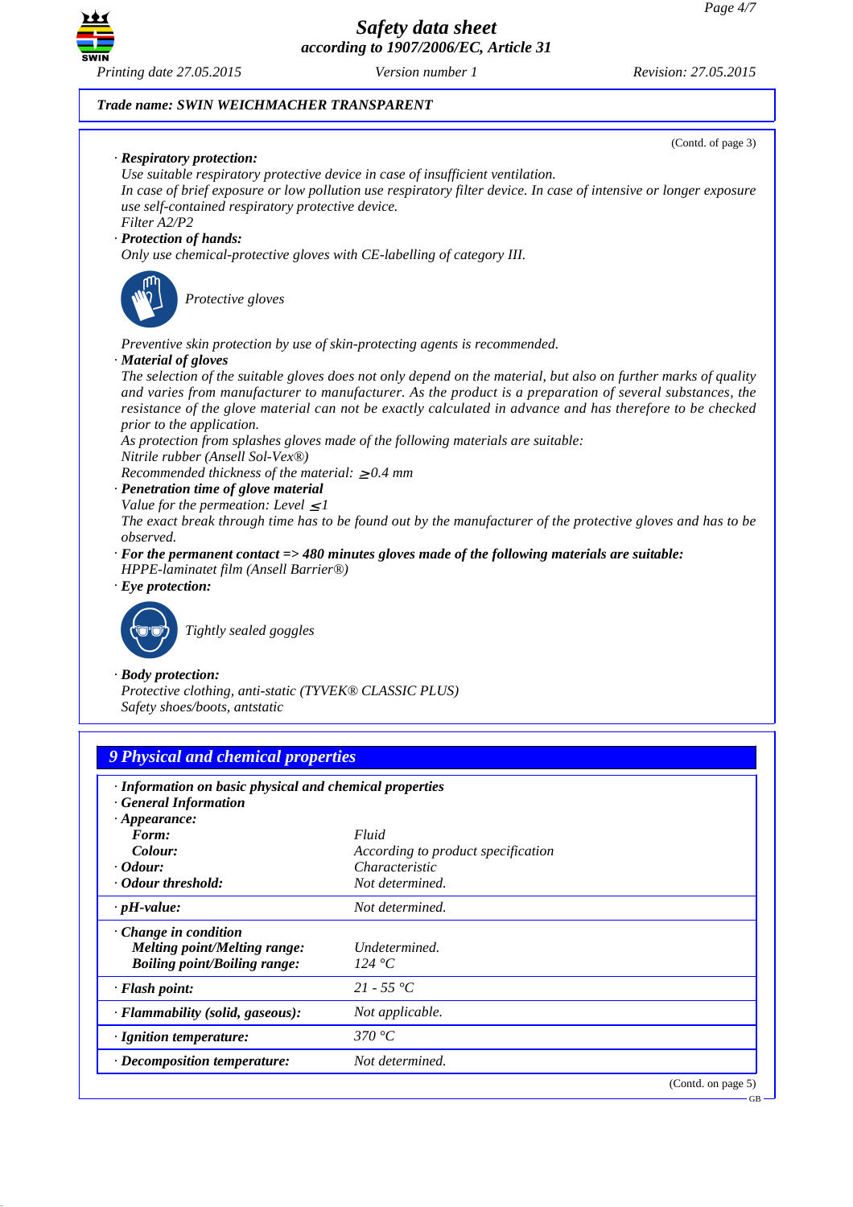*Trade name: SWIN WEICHMACHER TRANSPARENT*

(Contd. of page 3)

· **Respiratory protection:**
Use suitable respiratory protective device in case of insufficient ventilation.
In case of brief exposure or low pollution use respiratory filter device. In case of intensive or longer exposure use self-contained respiratory protective device.
Filter A2/P2

· **Protection of hands:**
Only use chemical-protective gloves with CE-labelling of category III.

Protective gloves

Preventive skin protection by use of skin-protecting agents is recommended.

· **Material of gloves**
The selection of the suitable gloves does not only depend on the material, but also on further marks of quality and varies from manufacturer to manufacturer. As the product is a preparation of several substances, the resistance of the glove material can not be exactly calculated in advance and has therefore to be checked prior to the application.
As protection from splashes gloves made of the following materials are suitable:
Nitrile rubber (Ansell Sol-Vex®)
Recommended thickness of the material: ≥0.4 mm

· **Penetration time of glove material**
Value for the permeation: Level ≤1
The exact break through time has to be found out by the manufacturer of the protective gloves and has to be observed.

· **For the permanent contact => 480 minutes gloves made of the following materials are suitable:**
HPPE-laminatet film (Ansell Barrier®)

· **Eye protection:**

Tightly sealed goggles

· **Body protection:**
Protective clothing, anti-static (TYVEK® CLASSIC PLUS)
Safety shoes/boots, antstatic

## 9 Physical and chemical properties

· **Information on basic physical and chemical properties**
· **General Information**
· **Appearance:**

| | |
|---|---|
| **Form:** | Fluid |
| **Colour:** | According to product specification |
| · **Odour:** | Characteristic |
| · **Odour threshold:** | Not determined. |
| · **pH-value:** | Not determined. |
| · **Change in condition** | |
| **Melting point/Melting range:** | Undetermined. |
| **Boiling point/Boiling range:** | 124 °C |
| · **Flash point:** | 21 - 55 °C |
| · **Flammability (solid, gaseous):** | Not applicable. |
| · **Ignition temperature:** | 370 °C |
| · **Decomposition temperature:** | Not determined. |

(Contd. on page 5)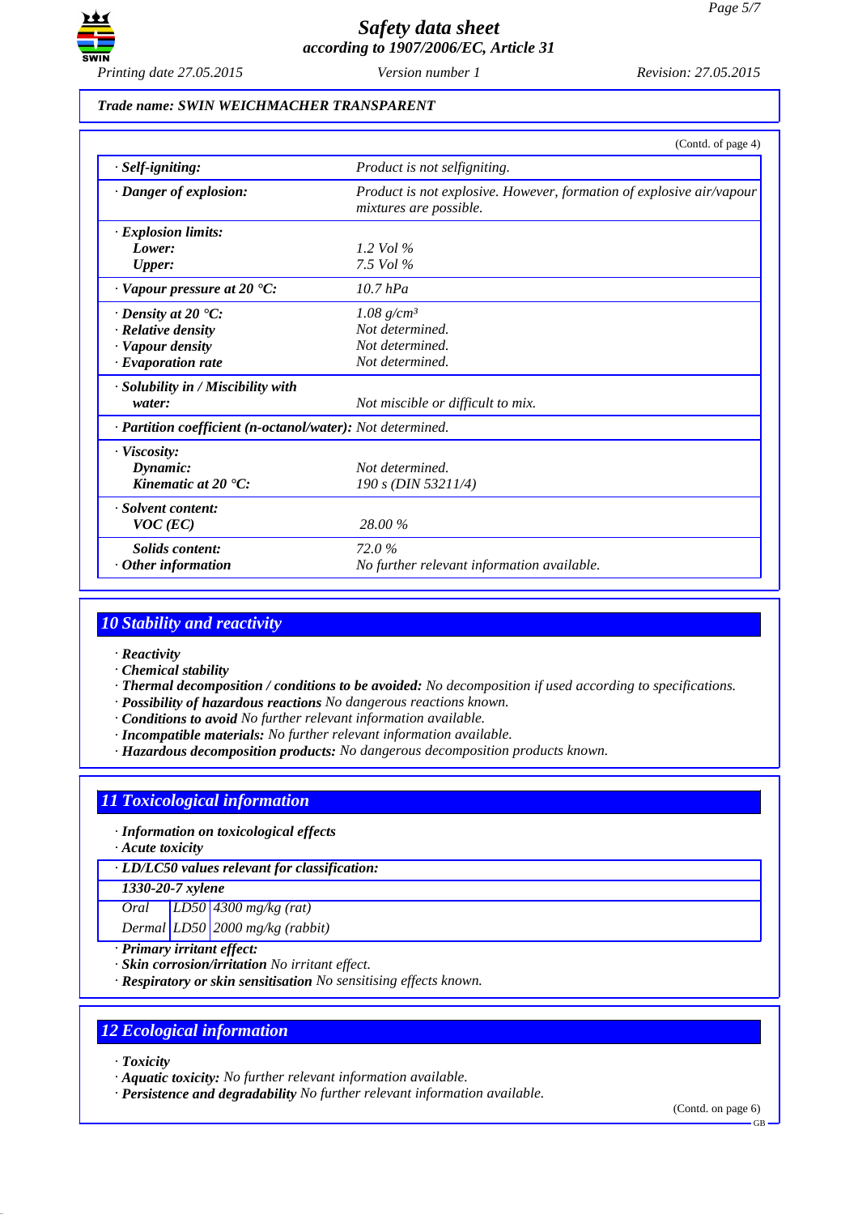Trade name: SWIN WEICHMACHER TRANSPARENT

(Contd. of page 4)

| | |
|---|---|
| · **Self-igniting:** | Product is not selfigniting. |
| · **Danger of explosion:** | Product is not explosive. However, formation of explosive air/vapour mixtures are possible. |
| · **Explosion limits:** | |
| **Lower:** | 1.2 Vol % |
| **Upper:** | 7.5 Vol % |
| · **Vapour pressure at 20 °C:** | 10.7 hPa |
| · **Density at 20 °C:** | 1.08 g/cm³ |
| · **Relative density** | Not determined. |
| · **Vapour density** | Not determined. |
| · **Evaporation rate** | Not determined. |
| · **Solubility in / Miscibility with water:** | Not miscible or difficult to mix. |
| · **Partition coefficient (n-octanol/water):** | Not determined. |
| · **Viscosity:** | |
| **Dynamic:** | Not determined. |
| **Kinematic at 20 °C:** | 190 s (DIN 53211/4) |
| · **Solvent content:** | |
| **VOC (EC)** | 28.00 % |
| **Solids content:** | 72.0 % |
| · **Other information** | No further relevant information available. |

## 10 Stability and reactivity

· **Reactivity**
· **Chemical stability**
· **Thermal decomposition / conditions to be avoided:** No decomposition if used according to specifications.
· **Possibility of hazardous reactions** No dangerous reactions known.
· **Conditions to avoid** No further relevant information available.
· **Incompatible materials:** No further relevant information available.
· **Hazardous decomposition products:** No dangerous decomposition products known.

## 11 Toxicological information

· **Information on toxicological effects**
· **Acute toxicity**

| · **LD/LC50 values relevant for classification:** | | |
|---|---|---|
| **1330-20-7 xylene** | | |
| Oral | LD50 | 4300 mg/kg (rat) |
| Dermal | LD50 | 2000 mg/kg (rabbit) |

· **Primary irritant effect:**
· **Skin corrosion/irritation** No irritant effect.
· **Respiratory or skin sensitisation** No sensitising effects known.

## 12 Ecological information

· **Toxicity**
· **Aquatic toxicity:** No further relevant information available.
· **Persistence and degradability** No further relevant information available.

(Contd. on page 6)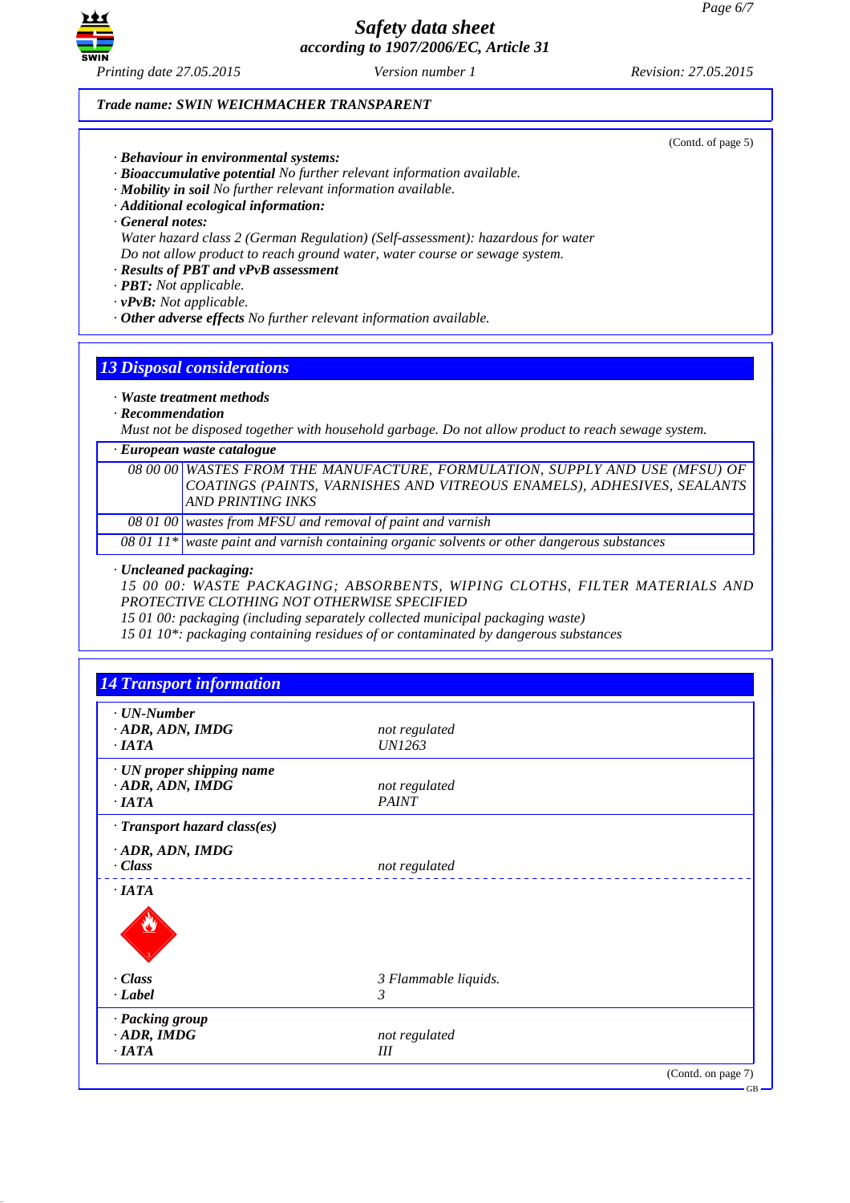Trade name: SWIN WEICHMACHER TRANSPARENT

(Contd. of page 5)

- *Behaviour in environmental systems:*
- *Bioaccumulative potential* No further relevant information available.
- *Mobility in soil* No further relevant information available.
- *Additional ecological information:*
- *General notes:*
  Water hazard class 2 (German Regulation) (Self-assessment): hazardous for water
  Do not allow product to reach ground water, water course or sewage system.
- *Results of PBT and vPvB assessment*
- *PBT:* Not applicable.
- *vPvB:* Not applicable.
- *Other adverse effects* No further relevant information available.

## 13 Disposal considerations

- *Waste treatment methods*
- *Recommendation*
  Must not be disposed together with household garbage. Do not allow product to reach sewage system.

| · European waste catalogue | |
|---|---|
| 08 00 00 | WASTES FROM THE MANUFACTURE, FORMULATION, SUPPLY AND USE (MFSU) OF COATINGS (PAINTS, VARNISHES AND VITREOUS ENAMELS), ADHESIVES, SEALANTS AND PRINTING INKS |
| 08 01 00 | wastes from MFSU and removal of paint and varnish |
| 08 01 11* | waste paint and varnish containing organic solvents or other dangerous substances |

- *Uncleaned packaging:*
  15 00 00: WASTE PACKAGING; ABSORBENTS, WIPING CLOTHS, FILTER MATERIALS AND PROTECTIVE CLOTHING NOT OTHERWISE SPECIFIED
  15 01 00: packaging (including separately collected municipal packaging waste)
  15 01 10*: packaging containing residues of or contaminated by dangerous substances

## 14 Transport information

| | |
|---|---|
| · UN-Number | |
| · ADR, ADN, IMDG | not regulated |
| · IATA | UN1263 |
| · UN proper shipping name | |
| · ADR, ADN, IMDG | not regulated |
| · IATA | PAINT |
| · Transport hazard class(es) | |
| · ADR, ADN, IMDG | |
| · Class | not regulated |
| · IATA | |
| · Class | 3 Flammable liquids. |
| · Label | 3 |
| · Packing group | |
| · ADR, IMDG | not regulated |
| · IATA | III |

(Contd. on page 7)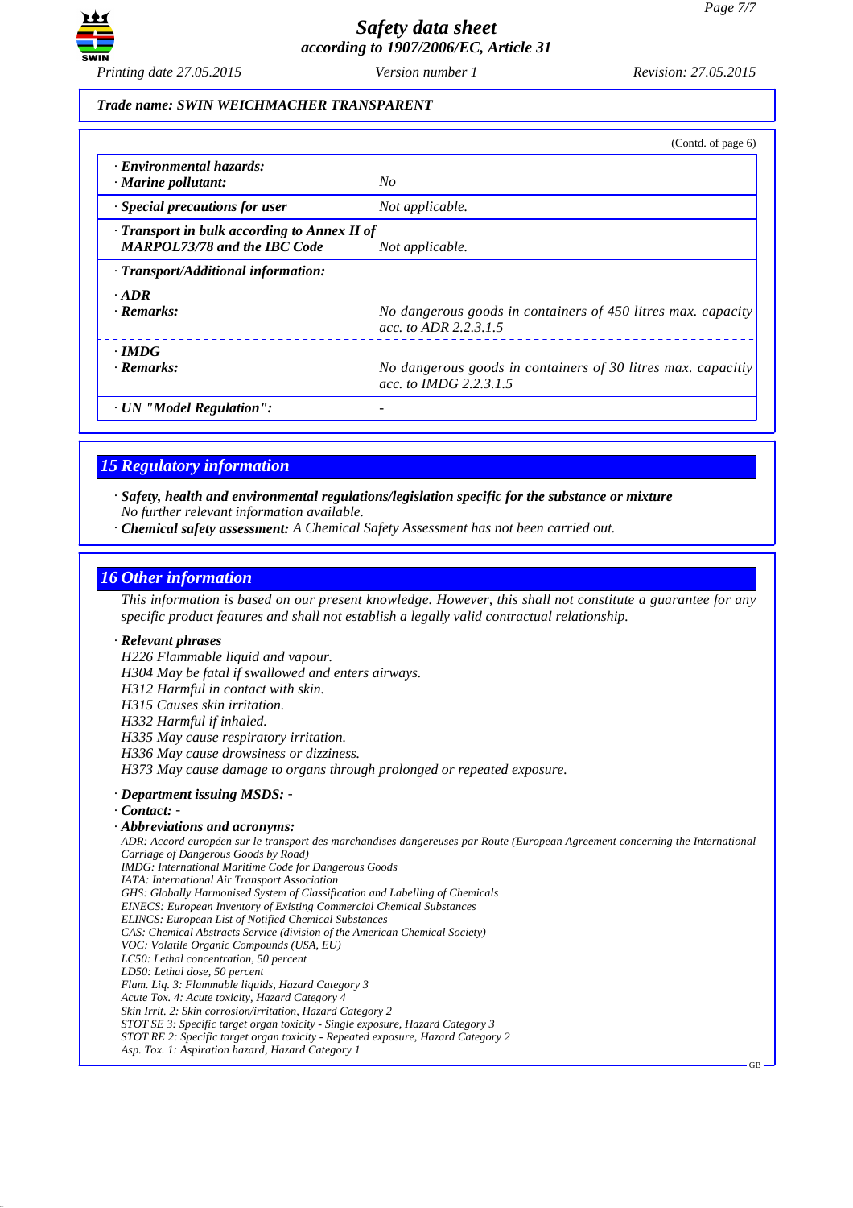Trade name: SWIN WEICHMACHER TRANSPARENT

(Contd. of page 6)

| | |
|---|---|
| · *Environmental hazards:* | |
| · *Marine pollutant:* | *No* |
| · *Special precautions for user* | *Not applicable.* |
| · *Transport in bulk according to Annex II of MARPOL73/78 and the IBC Code* | *Not applicable.* |
| · *Transport/Additional information:* | |
| · *ADR* | |
| · *Remarks:* | *No dangerous goods in containers of 450 litres max. capacity acc. to ADR 2.2.3.1.5* |
| · *IMDG* | |
| · *Remarks:* | *No dangerous goods in containers of 30 litres max. capacitiy acc. to IMDG 2.2.3.1.5* |
| · *UN "Model Regulation":* | - |

## 15 Regulatory information

· ***Safety, health and environmental regulations/legislation specific for the substance or mixture***
*No further relevant information available.*
· ***Chemical safety assessment:*** *A Chemical Safety Assessment has not been carried out.*

## 16 Other information

*This information is based on our present knowledge. However, this shall not constitute a guarantee for any specific product features and shall not establish a legally valid contractual relationship.*

· ***Relevant phrases***
*H226 Flammable liquid and vapour.*
*H304 May be fatal if swallowed and enters airways.*
*H312 Harmful in contact with skin.*
*H315 Causes skin irritation.*
*H332 Harmful if inhaled.*
*H335 May cause respiratory irritation.*
*H336 May cause drowsiness or dizziness.*
*H373 May cause damage to organs through prolonged or repeated exposure.*

· ***Department issuing MSDS:*** -
· ***Contact:*** -
· ***Abbreviations and acronyms:***
*ADR: Accord européen sur le transport des marchandises dangereuses par Route (European Agreement concerning the International Carriage of Dangerous Goods by Road)*
*IMDG: International Maritime Code for Dangerous Goods*
*IATA: International Air Transport Association*
*GHS: Globally Harmonised System of Classification and Labelling of Chemicals*
*EINECS: European Inventory of Existing Commercial Chemical Substances*
*ELINCS: European List of Notified Chemical Substances*
*CAS: Chemical Abstracts Service (division of the American Chemical Society)*
*VOC: Volatile Organic Compounds (USA, EU)*
*LC50: Lethal concentration, 50 percent*
*LD50: Lethal dose, 50 percent*
*Flam. Liq. 3: Flammable liquids, Hazard Category 3*
*Acute Tox. 4: Acute toxicity, Hazard Category 4*
*Skin Irrit. 2: Skin corrosion/irritation, Hazard Category 2*
*STOT SE 3: Specific target organ toxicity - Single exposure, Hazard Category 3*
*STOT RE 2: Specific target organ toxicity - Repeated exposure, Hazard Category 2*
*Asp. Tox. 1: Aspiration hazard, Hazard Category 1*